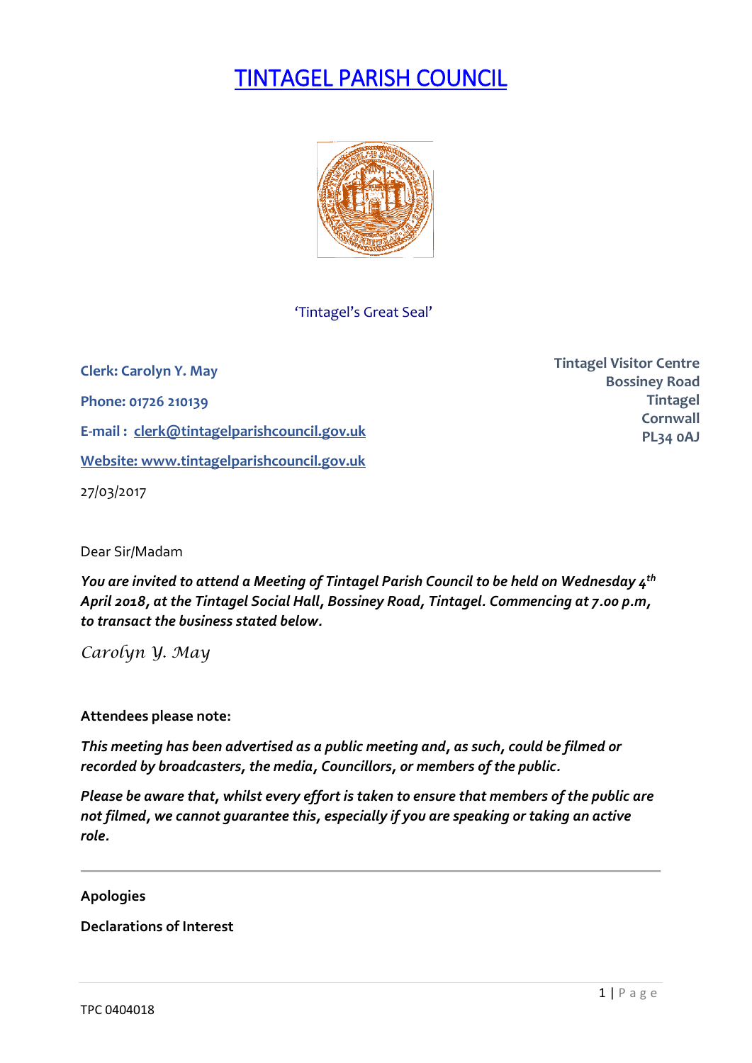# TINTAGEL PARISH COUNCIL

'Tintagel's Great Seal'

**Clerk: Carolyn Y. May**

**Phone: 01726 210139**

**E-mail : clerk@tintagelparishcouncil.gov.uk**

**Website: www.tintagelparishcouncil.gov.uk**

**Tintagel Visitor Centre**
**Bossiney Road**
**Tintagel**
**Cornwall**
**PL34 0AJ**

27/03/2017

Dear Sir/Madam

***You are invited to attend a Meeting of Tintagel Parish Council to be held on Wednesday 4th April 2018, at the Tintagel Social Hall, Bossiney Road, Tintagel. Commencing at 7.00 p.m, to transact the business stated below.***

*Carolyn Y. May*

**Attendees please note:**

***This meeting has been advertised as a public meeting and, as such, could be filmed or recorded by broadcasters, the media, Councillors, or members of the public.***

***Please be aware that, whilst every effort is taken to ensure that members of the public are not filmed, we cannot guarantee this, especially if you are speaking or taking an active role.***

---

**Apologies**

**Declarations of Interest**

TPC 0404018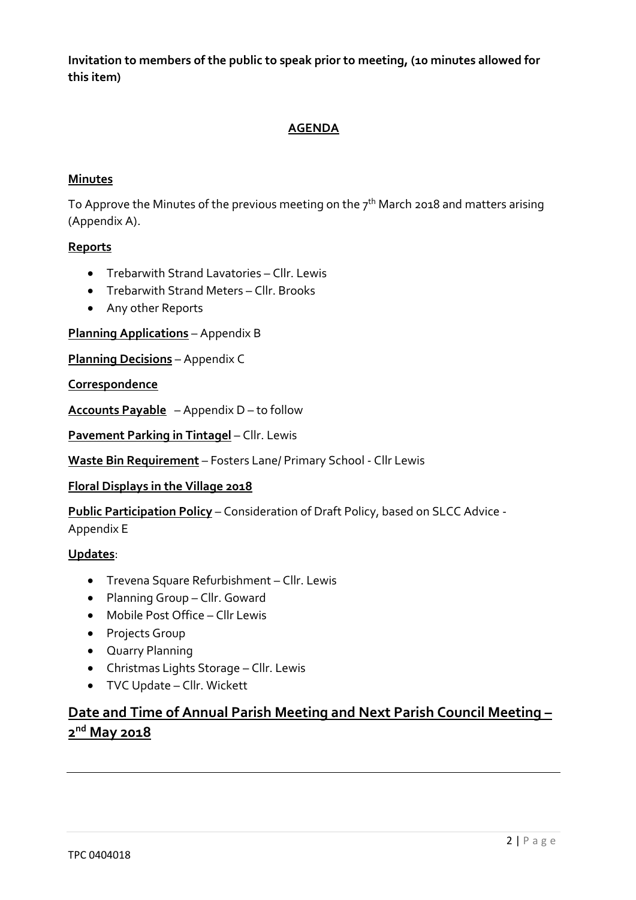**Invitation to members of the public to speak prior to meeting, (10 minutes allowed for this item)**

## AGENDA

**Minutes**

To Approve the Minutes of the previous meeting on the 7th March 2018 and matters arising (Appendix A).

**Reports**

- Trebarwith Strand Lavatories – Cllr. Lewis
- Trebarwith Strand Meters – Cllr. Brooks
- Any other Reports

**Planning Applications** – Appendix B

**Planning Decisions** – Appendix C

**Correspondence**

**Accounts Payable** – Appendix D – to follow

**Pavement Parking in Tintagel** – Cllr. Lewis

**Waste Bin Requirement** – Fosters Lane/ Primary School - Cllr Lewis

**Floral Displays in the Village 2018**

**Public Participation Policy** – Consideration of Draft Policy, based on SLCC Advice - Appendix E

**Updates**:

- Trevena Square Refurbishment – Cllr. Lewis
- Planning Group – Cllr. Goward
- Mobile Post Office – Cllr Lewis
- Projects Group
- Quarry Planning
- Christmas Lights Storage – Cllr. Lewis
- TVC Update – Cllr. Wickett

## Date and Time of Annual Parish Meeting and Next Parish Council Meeting – 2nd May 2018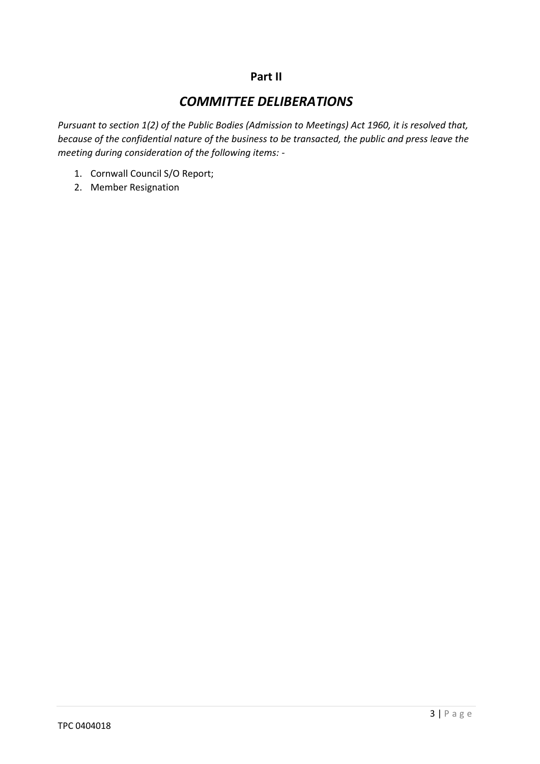## Part II

# *COMMITTEE DELIBERATIONS*

*Pursuant to section 1(2) of the Public Bodies (Admission to Meetings) Act 1960, it is resolved that, because of the confidential nature of the business to be transacted, the public and press leave the meeting during consideration of the following items: -*

1. Cornwall Council S/O Report;
2. Member Resignation